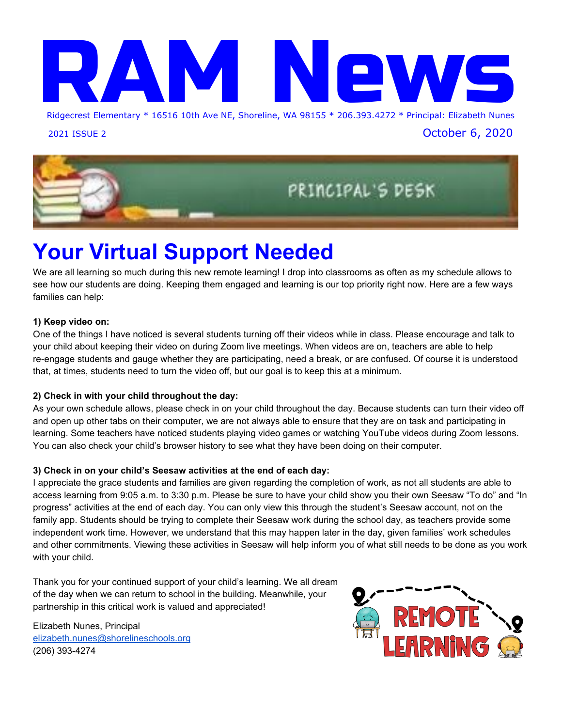# RAM News

Ridgecrest Elementary * 16516 10th Ave NE, Shoreline, WA 98155 * 206.393.4272 * Principal: Elizabeth Nunes

2021 ISSUE 2

October 6, 2020

PRINCIPAL'S DESK

## Your Virtual Support Needed

We are all learning so much during this new remote learning! I drop into classrooms as often as my schedule allows to see how our students are doing. Keeping them engaged and learning is our top priority right now. Here are a few ways families can help:

**1) Keep video on:**

One of the things I have noticed is several students turning off their videos while in class. Please encourage and talk to your child about keeping their video on during Zoom live meetings. When videos are on, teachers are able to help re-engage students and gauge whether they are participating, need a break, or are confused. Of course it is understood that, at times, students need to turn the video off, but our goal is to keep this at a minimum.

**2) Check in with your child throughout the day:**

As your own schedule allows, please check in on your child throughout the day. Because students can turn their video off and open up other tabs on their computer, we are not always able to ensure that they are on task and participating in learning. Some teachers have noticed students playing video games or watching YouTube videos during Zoom lessons. You can also check your child's browser history to see what they have been doing on their computer.

**3) Check in on your child's Seesaw activities at the end of each day:**

I appreciate the grace students and families are given regarding the completion of work, as not all students are able to access learning from 9:05 a.m. to 3:30 p.m. Please be sure to have your child show you their own Seesaw "To do" and "In progress" activities at the end of each day. You can only view this through the student's Seesaw account, not on the family app. Students should be trying to complete their Seesaw work during the school day, as teachers provide some independent work time. However, we understand that this may happen later in the day, given families' work schedules and other commitments. Viewing these activities in Seesaw will help inform you of what still needs to be done as you work with your child.

Thank you for your continued support of your child's learning. We all dream of the day when we can return to school in the building. Meanwhile, your partnership in this critical work is valued and appreciated!

Elizabeth Nunes, Principal
elizabeth.nunes@shorelineschools.org
(206) 393-4274

REMOTE LEARNING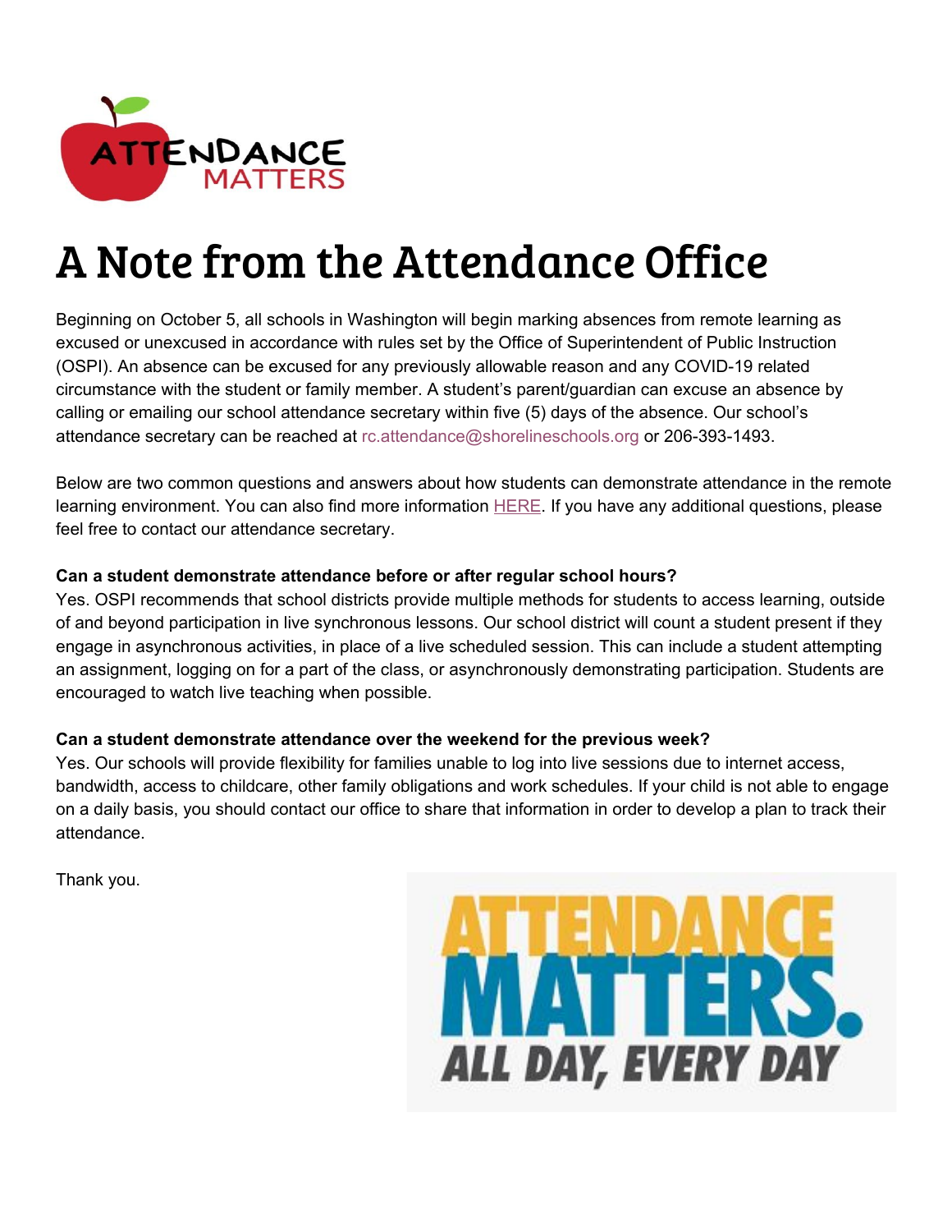# A Note from the Attendance Office

Beginning on October 5, all schools in Washington will begin marking absences from remote learning as excused or unexcused in accordance with rules set by the Office of Superintendent of Public Instruction (OSPI). An absence can be excused for any previously allowable reason and any COVID-19 related circumstance with the student or family member. A student's parent/guardian can excuse an absence by calling or emailing our school attendance secretary within five (5) days of the absence. Our school's attendance secretary can be reached at rc.attendance@shorelineschools.org or 206-393-1493.

Below are two common questions and answers about how students can demonstrate attendance in the remote learning environment. You can also find more information HERE. If you have any additional questions, please feel free to contact our attendance secretary.

**Can a student demonstrate attendance before or after regular school hours?**

Yes. OSPI recommends that school districts provide multiple methods for students to access learning, outside of and beyond participation in live synchronous lessons. Our school district will count a student present if they engage in asynchronous activities, in place of a live scheduled session. This can include a student attempting an assignment, logging on for a part of the class, or asynchronously demonstrating participation. Students are encouraged to watch live teaching when possible.

**Can a student demonstrate attendance over the weekend for the previous week?**

Yes. Our schools will provide flexibility for families unable to log into live sessions due to internet access, bandwidth, access to childcare, other family obligations and work schedules. If your child is not able to engage on a daily basis, you should contact our office to share that information in order to develop a plan to track their attendance.

Thank you.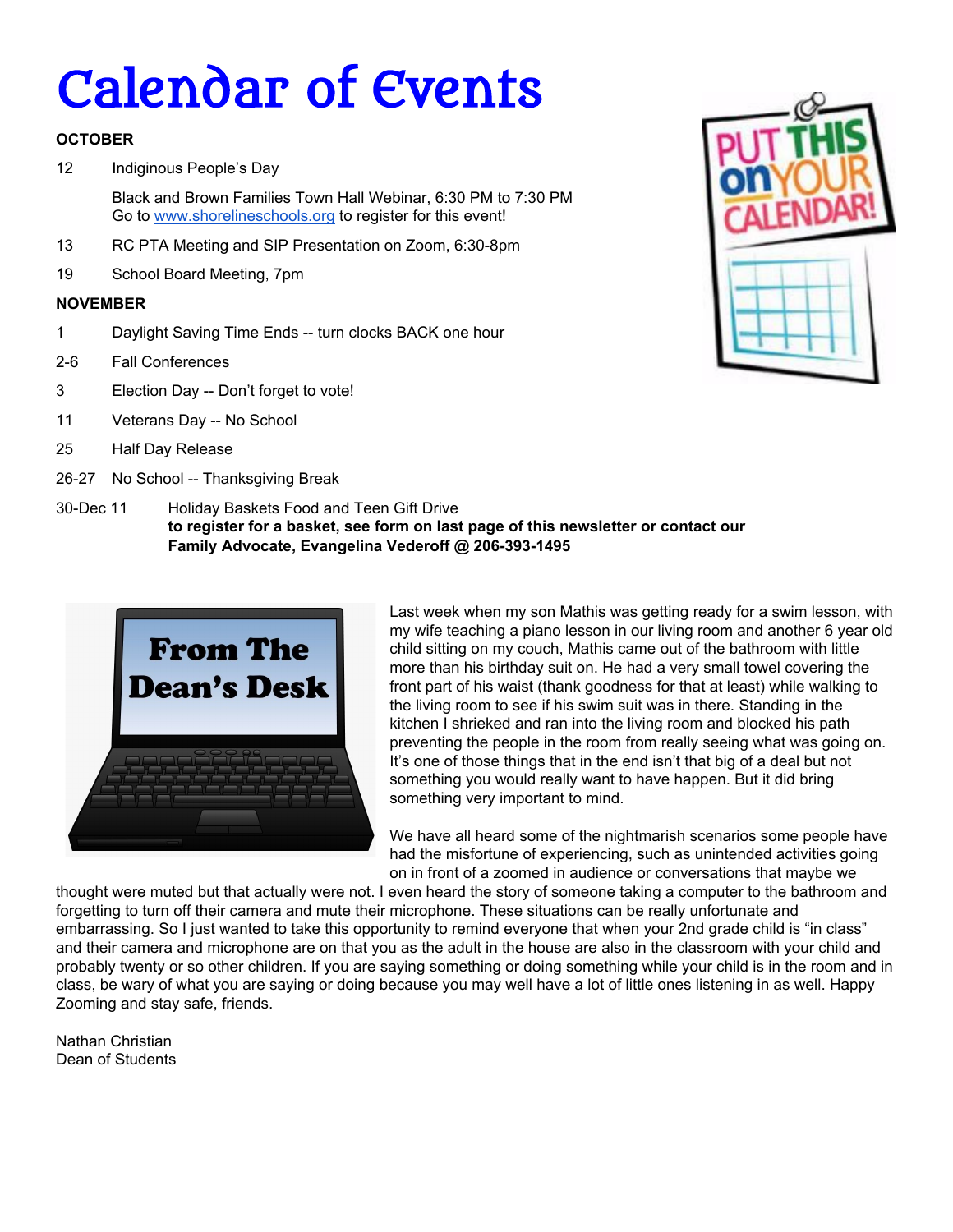# Calendar of Events

**OCTOBER**

12 Indiginous People's Day

Black and Brown Families Town Hall Webinar, 6:30 PM to 7:30 PM
Go to [www.shorelineschools.org](http://www.shorelineschools.org) to register for this event!

13 RC PTA Meeting and SIP Presentation on Zoom, 6:30-8pm

19 School Board Meeting, 7pm

**NOVEMBER**

1 Daylight Saving Time Ends -- turn clocks BACK one hour

2-6 Fall Conferences

3 Election Day -- Don't forget to vote!

11 Veterans Day -- No School

25 Half Day Release

26-27 No School -- Thanksgiving Break

30-Dec 11 Holiday Baskets Food and Teen Gift Drive
**to register for a basket, see form on last page of this newsletter or contact our Family Advocate, Evangelina Vederoff @ 206-393-1495**

## From The Dean's Desk

Last week when my son Mathis was getting ready for a swim lesson, with my wife teaching a piano lesson in our living room and another 6 year old child sitting on my couch, Mathis came out of the bathroom with little more than his birthday suit on. He had a very small towel covering the front part of his waist (thank goodness for that at least) while walking to the living room to see if his swim suit was in there. Standing in the kitchen I shrieked and ran into the living room and blocked his path preventing the people in the room from really seeing what was going on. It's one of those things that in the end isn't that big of a deal but not something you would really want to have happen. But it did bring something very important to mind.

We have all heard some of the nightmarish scenarios some people have had the misfortune of experiencing, such as unintended activities going on in front of a zoomed in audience or conversations that maybe we thought were muted but that actually were not. I even heard the story of someone taking a computer to the bathroom and forgetting to turn off their camera and mute their microphone. These situations can be really unfortunate and embarrassing. So I just wanted to take this opportunity to remind everyone that when your 2nd grade child is "in class" and their camera and microphone are on that you as the adult in the house are also in the classroom with your child and probably twenty or so other children. If you are saying something or doing something while your child is in the room and in class, be wary of what you are saying or doing because you may well have a lot of little ones listening in as well. Happy Zooming and stay safe, friends.

Nathan Christian
Dean of Students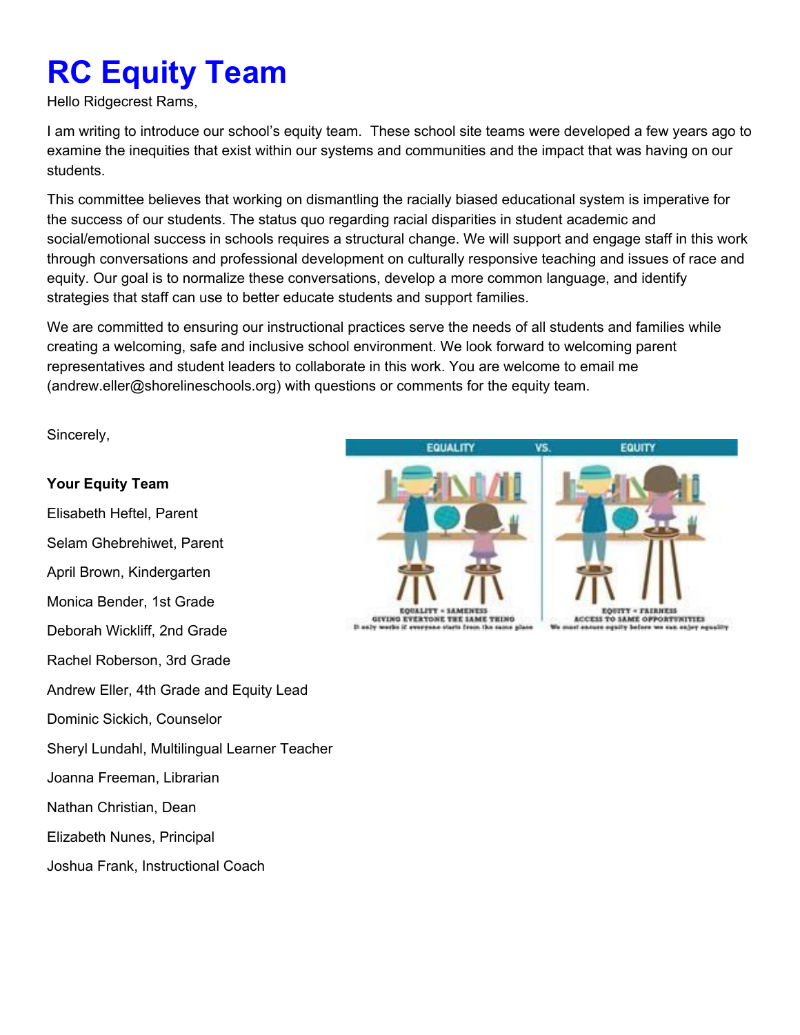# RC Equity Team

Hello Ridgecrest Rams,

I am writing to introduce our school's equity team. These school site teams were developed a few years ago to examine the inequities that exist within our systems and communities and the impact that was having on our students.

This committee believes that working on dismantling the racially biased educational system is imperative for the success of our students. The status quo regarding racial disparities in student academic and social/emotional success in schools requires a structural change. We will support and engage staff in this work through conversations and professional development on culturally responsive teaching and issues of race and equity. Our goal is to normalize these conversations, develop a more common language, and identify strategies that staff can use to better educate students and support families.

We are committed to ensuring our instructional practices serve the needs of all students and families while creating a welcoming, safe and inclusive school environment. We look forward to welcoming parent representatives and student leaders to collaborate in this work. You are welcome to email me (andrew.eller@shorelineschools.org) with questions or comments for the equity team.

Sincerely,

**Your Equity Team**

Elisabeth Heftel, Parent

Selam Ghebrehiwet, Parent

April Brown, Kindergarten

Monica Bender, 1st Grade

Deborah Wickliff, 2nd Grade

Rachel Roberson, 3rd Grade

Andrew Eller, 4th Grade and Equity Lead

Dominic Sickich, Counselor

Sheryl Lundahl, Multilingual Learner Teacher

Joanna Freeman, Librarian

Nathan Christian, Dean

Elizabeth Nunes, Principal

Joshua Frank, Instructional Coach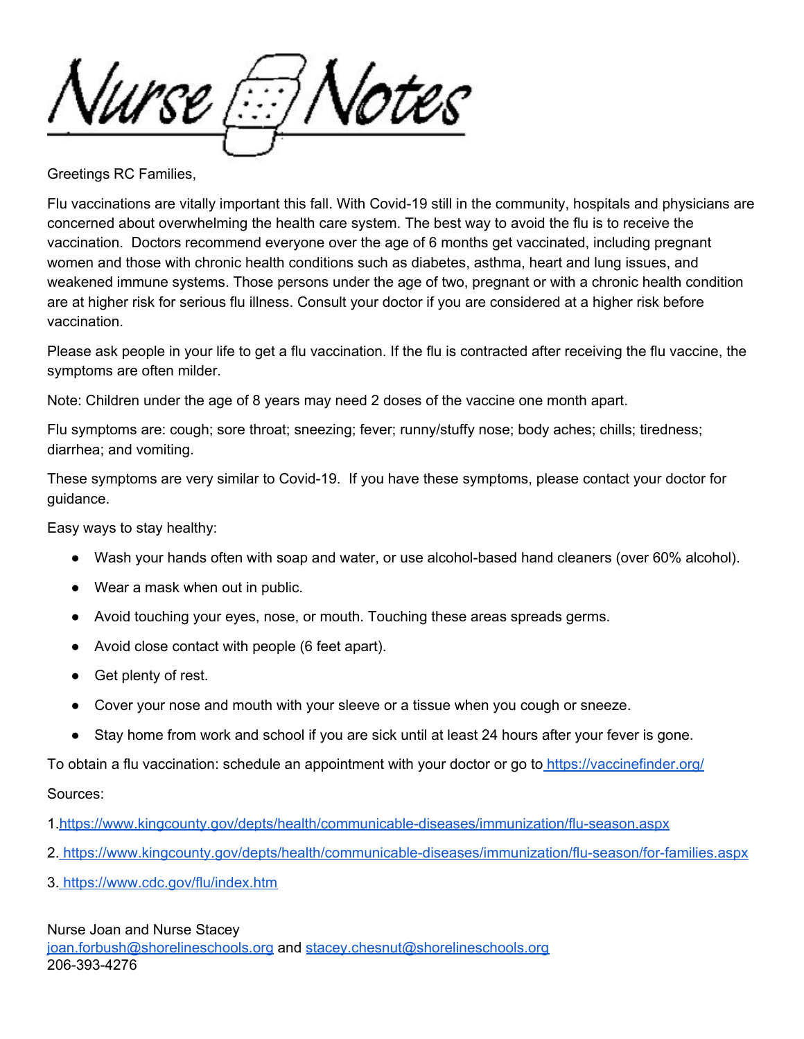# Nurse Notes

Greetings RC Families,

Flu vaccinations are vitally important this fall. With Covid-19 still in the community, hospitals and physicians are concerned about overwhelming the health care system. The best way to avoid the flu is to receive the vaccination. Doctors recommend everyone over the age of 6 months get vaccinated, including pregnant women and those with chronic health conditions such as diabetes, asthma, heart and lung issues, and weakened immune systems. Those persons under the age of two, pregnant or with a chronic health condition are at higher risk for serious flu illness. Consult your doctor if you are considered at a higher risk before vaccination.

Please ask people in your life to get a flu vaccination. If the flu is contracted after receiving the flu vaccine, the symptoms are often milder.

Note: Children under the age of 8 years may need 2 doses of the vaccine one month apart.

Flu symptoms are: cough; sore throat; sneezing; fever; runny/stuffy nose; body aches; chills; tiredness; diarrhea; and vomiting.

These symptoms are very similar to Covid-19. If you have these symptoms, please contact your doctor for guidance.

Easy ways to stay healthy:

- Wash your hands often with soap and water, or use alcohol-based hand cleaners (over 60% alcohol).
- Wear a mask when out in public.
- Avoid touching your eyes, nose, or mouth. Touching these areas spreads germs.
- Avoid close contact with people (6 feet apart).
- Get plenty of rest.
- Cover your nose and mouth with your sleeve or a tissue when you cough or sneeze.
- Stay home from work and school if you are sick until at least 24 hours after your fever is gone.

To obtain a flu vaccination: schedule an appointment with your doctor or go to https://vaccinefinder.org/

Sources:

1. https://www.kingcounty.gov/depts/health/communicable-diseases/immunization/flu-season.aspx
2. https://www.kingcounty.gov/depts/health/communicable-diseases/immunization/flu-season/for-families.aspx
3. https://www.cdc.gov/flu/index.htm

Nurse Joan and Nurse Stacey
joan.forbush@shorelineschools.org and stacey.chesnut@shorelineschools.org
206-393-4276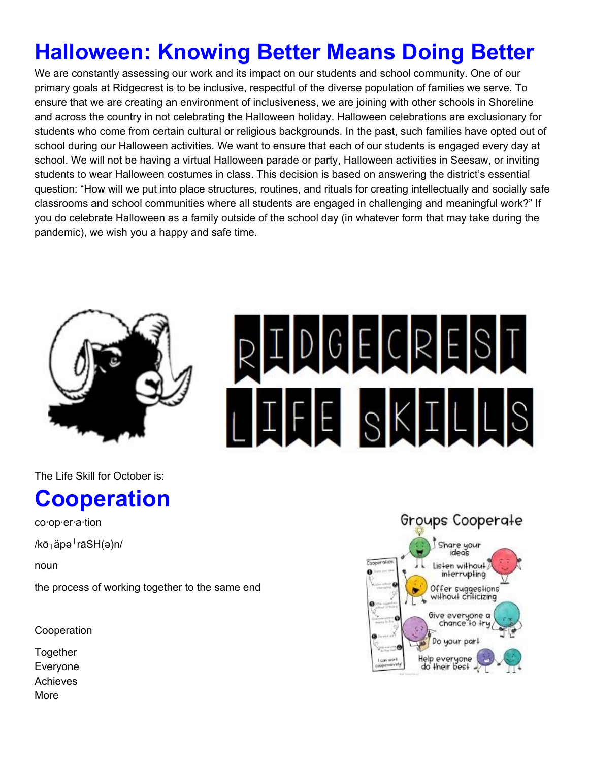# Halloween: Knowing Better Means Doing Better

We are constantly assessing our work and its impact on our students and school community. One of our primary goals at Ridgecrest is to be inclusive, respectful of the diverse population of families we serve. To ensure that we are creating an environment of inclusiveness, we are joining with other schools in Shoreline and across the country in not celebrating the Halloween holiday. Halloween celebrations are exclusionary for students who come from certain cultural or religious backgrounds. In the past, such families have opted out of school during our Halloween activities. We want to ensure that each of our students is engaged every day at school. We will not be having a virtual Halloween parade or party, Halloween activities in Seesaw, or inviting students to wear Halloween costumes in class. This decision is based on answering the district's essential question: "How will we put into place structures, routines, and rituals for creating intellectually and socially safe classrooms and school communities where all students are engaged in challenging and meaningful work?" If you do celebrate Halloween as a family outside of the school day (in whatever form that may take during the pandemic), we wish you a happy and safe time.

RIDGECREST LIFE SKILLS

The Life Skill for October is:

# Cooperation

co·op·er·a·tion

/kōˌäpəˈrāSH(ə)n/

noun

the process of working together to the same end

Cooperation

Together
Everyone
Achieves
More

Groups Cooperate

- Share your ideas
- Listen without interrupting
- Offer suggestions without criticizing
- Give everyone a chance to try
- Do your part
- Help everyone do their best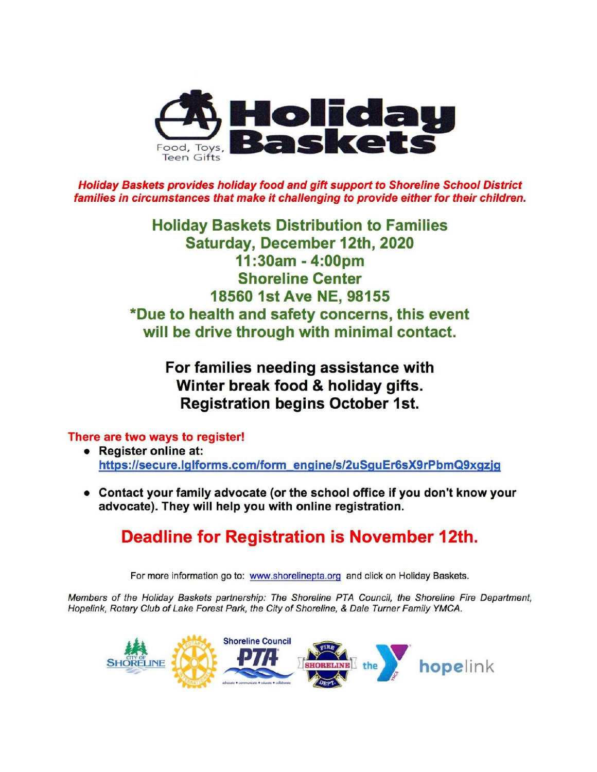# Holiday Baskets

Food, Toys, Teen Gifts

***Holiday Baskets provides holiday food and gift support to Shoreline School District families in circumstances that make it challenging to provide either for their children.***

## Holiday Baskets Distribution to Families
## Saturday, December 12th, 2020
## 11:30am - 4:00pm
## Shoreline Center
## 18560 1st Ave NE, 98155
## *Due to health and safety concerns, this event will be drive through with minimal contact.

### For families needing assistance with Winter break food & holiday gifts.
### Registration begins October 1st.

**There are two ways to register!**

- **Register online at:** **https://secure.lglforms.com/form_engine/s/2uSguEr6sX9rPbmQ9xgzjg**
- **Contact your family advocate (or the school office if you don't know your advocate). They will help you with online registration.**

## Deadline for Registration is November 12th.

For more information go to: www.shorelinepta.org and click on Holiday Baskets.

*Members of the Holiday Baskets partnership: The Shoreline PTA Council, the Shoreline Fire Department, Hopelink, Rotary Club of Lake Forest Park, the City of Shoreline, & Dale Turner Family YMCA.*

CITY OF SHORELINE

ROTARY INTERNATIONAL

Shoreline Council PTA
advocate • communicate • educate • collaborate

FIRE SHORELINE DEPT.

the Y YMCA

hopelink